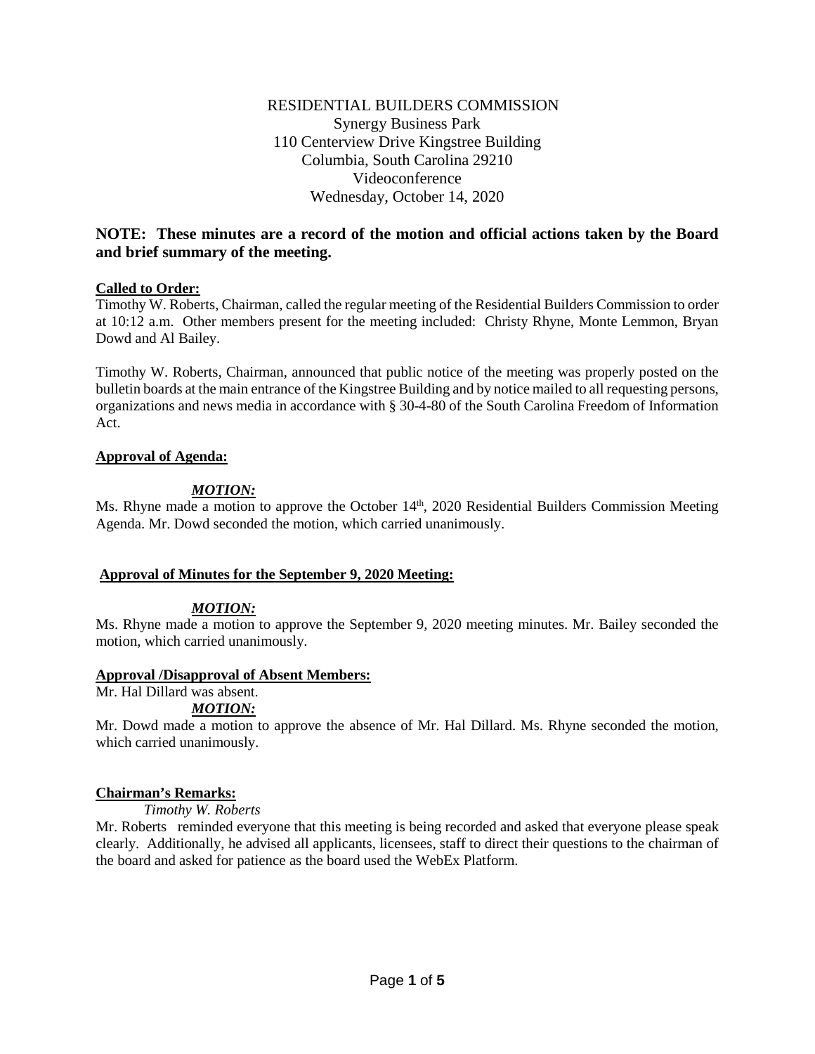# RESIDENTIAL BUILDERS COMMISSION

Synergy Business Park
110 Centerview Drive Kingstree Building
Columbia, South Carolina 29210
Videoconference
Wednesday, October 14, 2020

**NOTE: These minutes are a record of the motion and official actions taken by the Board and brief summary of the meeting.**

**Called to Order:**

Timothy W. Roberts, Chairman, called the regular meeting of the Residential Builders Commission to order at 10:12 a.m. Other members present for the meeting included: Christy Rhyne, Monte Lemmon, Bryan Dowd and Al Bailey.

Timothy W. Roberts, Chairman, announced that public notice of the meeting was properly posted on the bulletin boards at the main entrance of the Kingstree Building and by notice mailed to all requesting persons, organizations and news media in accordance with § 30-4-80 of the South Carolina Freedom of Information Act.

**Approval of Agenda:**

***MOTION:***

Ms. Rhyne made a motion to approve the October 14th, 2020 Residential Builders Commission Meeting Agenda. Mr. Dowd seconded the motion, which carried unanimously.

**Approval of Minutes for the September 9, 2020 Meeting:**

***MOTION:***

Ms. Rhyne made a motion to approve the September 9, 2020 meeting minutes. Mr. Bailey seconded the motion, which carried unanimously.

**Approval /Disapproval of Absent Members:**

Mr. Hal Dillard was absent.

***MOTION:***

Mr. Dowd made a motion to approve the absence of Mr. Hal Dillard. Ms. Rhyne seconded the motion, which carried unanimously.

**Chairman's Remarks:**

*Timothy W. Roberts*

Mr. Roberts reminded everyone that this meeting is being recorded and asked that everyone please speak clearly. Additionally, he advised all applicants, licensees, staff to direct their questions to the chairman of the board and asked for patience as the board used the WebEx Platform.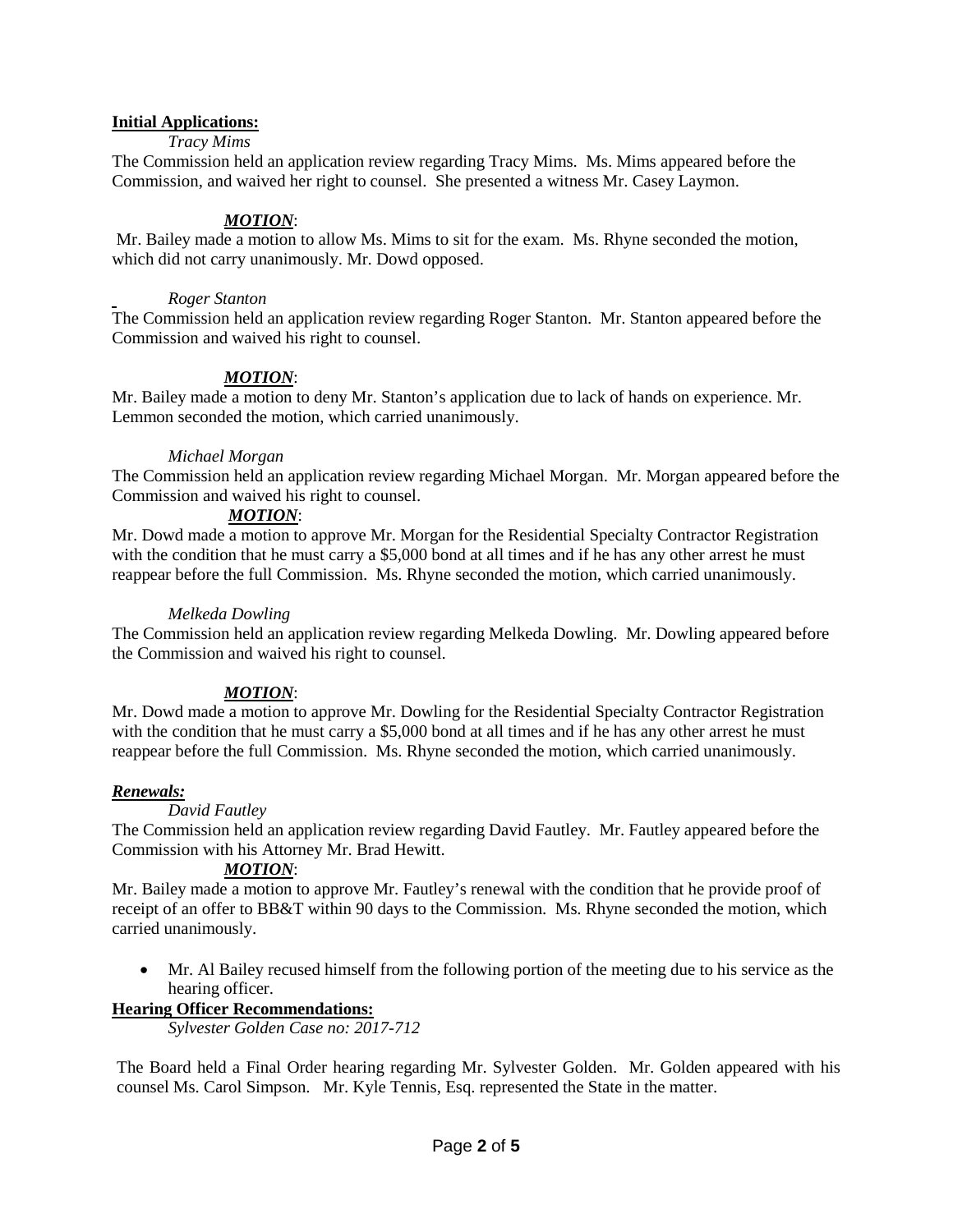**Initial Applications:**

*Tracy Mims*

The Commission held an application review regarding Tracy Mims. Ms. Mims appeared before the Commission, and waived her right to counsel. She presented a witness Mr. Casey Laymon.

***MOTION***:

Mr. Bailey made a motion to allow Ms. Mims to sit for the exam. Ms. Rhyne seconded the motion, which did not carry unanimously. Mr. Dowd opposed.

*Roger Stanton*

The Commission held an application review regarding Roger Stanton. Mr. Stanton appeared before the Commission and waived his right to counsel.

***MOTION***:

Mr. Bailey made a motion to deny Mr. Stanton's application due to lack of hands on experience. Mr. Lemmon seconded the motion, which carried unanimously.

*Michael Morgan*

The Commission held an application review regarding Michael Morgan. Mr. Morgan appeared before the Commission and waived his right to counsel.

***MOTION***:

Mr. Dowd made a motion to approve Mr. Morgan for the Residential Specialty Contractor Registration with the condition that he must carry a $5,000 bond at all times and if he has any other arrest he must reappear before the full Commission. Ms. Rhyne seconded the motion, which carried unanimously.

*Melkeda Dowling*

The Commission held an application review regarding Melkeda Dowling. Mr. Dowling appeared before the Commission and waived his right to counsel.

***MOTION***:

Mr. Dowd made a motion to approve Mr. Dowling for the Residential Specialty Contractor Registration with the condition that he must carry a $5,000 bond at all times and if he has any other arrest he must reappear before the full Commission. Ms. Rhyne seconded the motion, which carried unanimously.

***Renewals:***

*David Fautley*

The Commission held an application review regarding David Fautley. Mr. Fautley appeared before the Commission with his Attorney Mr. Brad Hewitt.

***MOTION***:

Mr. Bailey made a motion to approve Mr. Fautley's renewal with the condition that he provide proof of receipt of an offer to BB&T within 90 days to the Commission. Ms. Rhyne seconded the motion, which carried unanimously.

- Mr. Al Bailey recused himself from the following portion of the meeting due to his service as the hearing officer.

**Hearing Officer Recommendations:**

*Sylvester Golden Case no: 2017-712*

The Board held a Final Order hearing regarding Mr. Sylvester Golden. Mr. Golden appeared with his counsel Ms. Carol Simpson. Mr. Kyle Tennis, Esq. represented the State in the matter.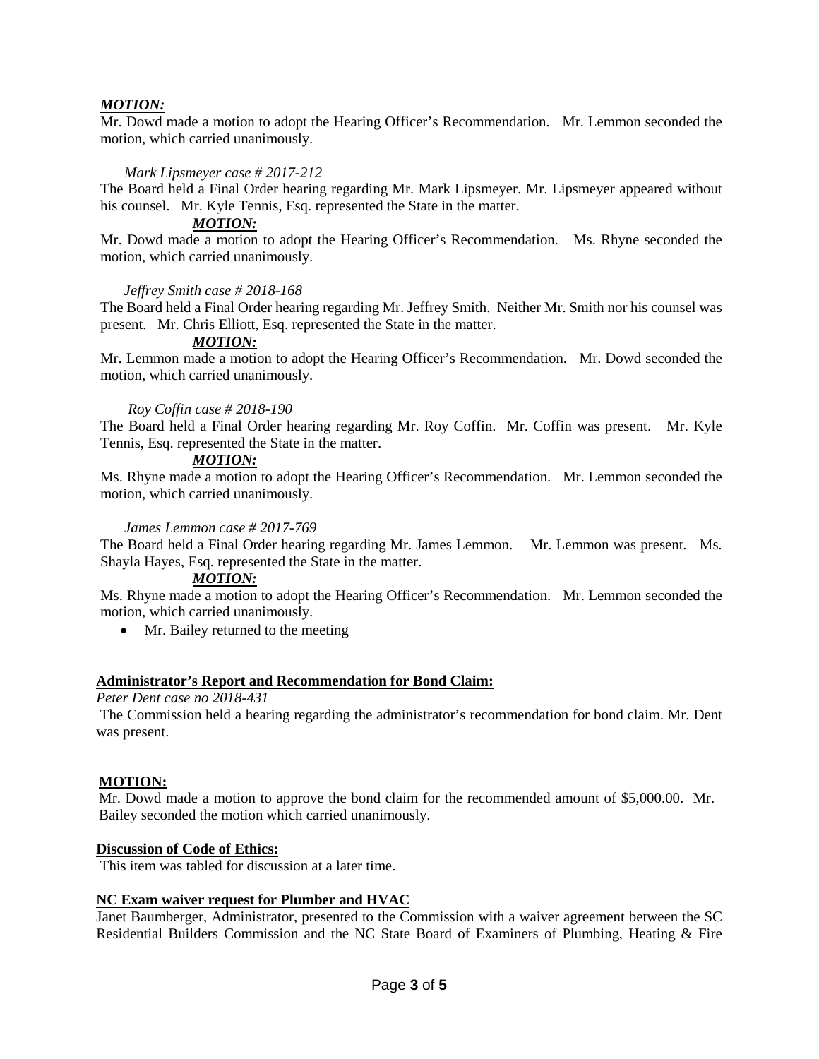***MOTION:***

Mr. Dowd made a motion to adopt the Hearing Officer's Recommendation. Mr. Lemmon seconded the motion, which carried unanimously.

*Mark Lipsmeyer case # 2017-212*

The Board held a Final Order hearing regarding Mr. Mark Lipsmeyer. Mr. Lipsmeyer appeared without his counsel. Mr. Kyle Tennis, Esq. represented the State in the matter.

***MOTION:***

Mr. Dowd made a motion to adopt the Hearing Officer's Recommendation. Ms. Rhyne seconded the motion, which carried unanimously.

*Jeffrey Smith case # 2018-168*

The Board held a Final Order hearing regarding Mr. Jeffrey Smith. Neither Mr. Smith nor his counsel was present. Mr. Chris Elliott, Esq. represented the State in the matter.

***MOTION:***

Mr. Lemmon made a motion to adopt the Hearing Officer's Recommendation. Mr. Dowd seconded the motion, which carried unanimously.

*Roy Coffin case # 2018-190*

The Board held a Final Order hearing regarding Mr. Roy Coffin. Mr. Coffin was present. Mr. Kyle Tennis, Esq. represented the State in the matter.

***MOTION:***

Ms. Rhyne made a motion to adopt the Hearing Officer's Recommendation. Mr. Lemmon seconded the motion, which carried unanimously.

*James Lemmon case # 2017-769*

The Board held a Final Order hearing regarding Mr. James Lemmon. Mr. Lemmon was present. Ms. Shayla Hayes, Esq. represented the State in the matter.

***MOTION:***

Ms. Rhyne made a motion to adopt the Hearing Officer's Recommendation. Mr. Lemmon seconded the motion, which carried unanimously.

- Mr. Bailey returned to the meeting

**Administrator's Report and Recommendation for Bond Claim:**

*Peter Dent case no 2018-431*

The Commission held a hearing regarding the administrator's recommendation for bond claim. Mr. Dent was present.

**MOTION:**

Mr. Dowd made a motion to approve the bond claim for the recommended amount of $5,000.00. Mr. Bailey seconded the motion which carried unanimously.

**Discussion of Code of Ethics:**

This item was tabled for discussion at a later time.

**NC Exam waiver request for Plumber and HVAC**

Janet Baumberger, Administrator, presented to the Commission with a waiver agreement between the SC Residential Builders Commission and the NC State Board of Examiners of Plumbing, Heating & Fire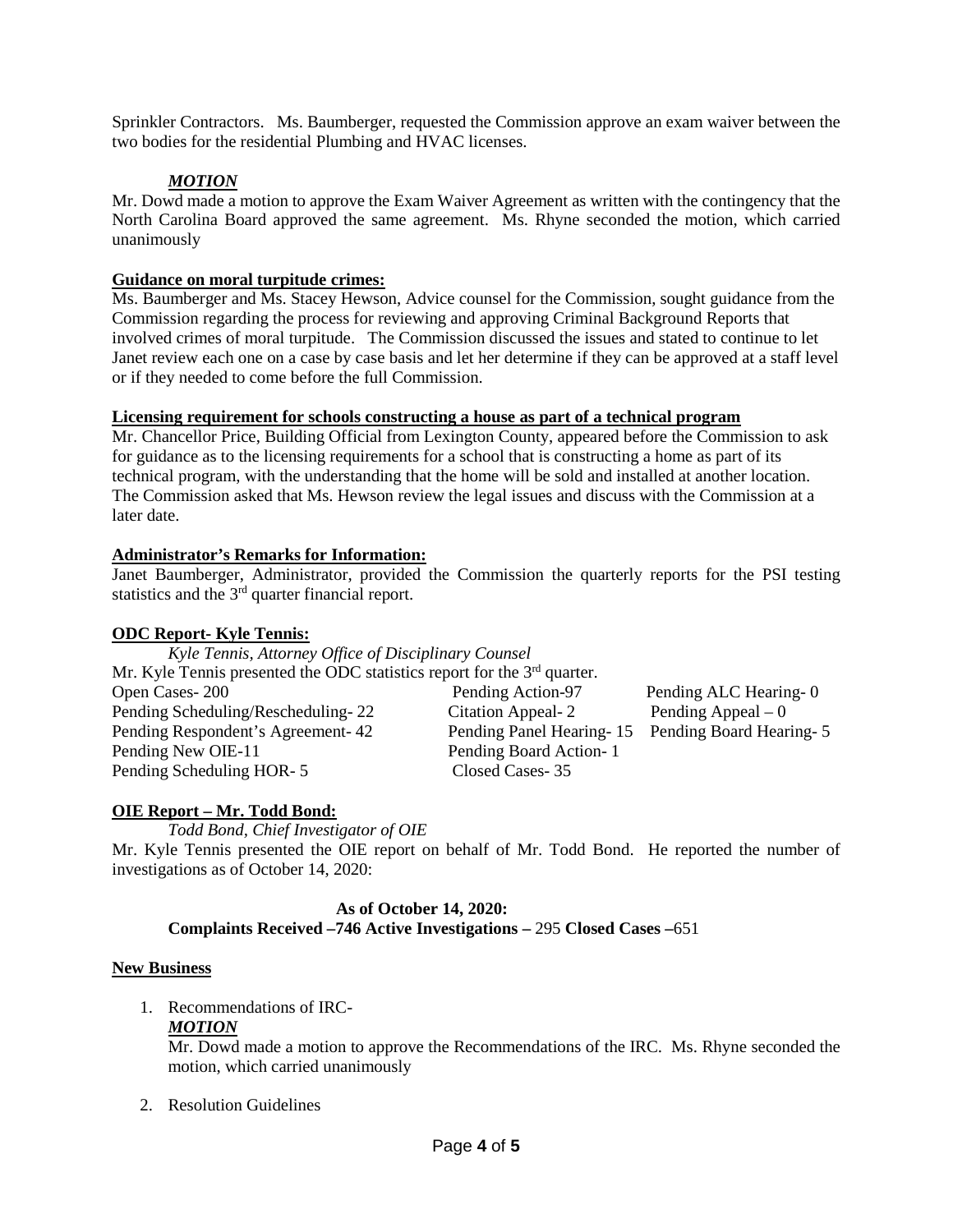Sprinkler Contractors. Ms. Baumberger, requested the Commission approve an exam waiver between the two bodies for the residential Plumbing and HVAC licenses.

***MOTION***

Mr. Dowd made a motion to approve the Exam Waiver Agreement as written with the contingency that the North Carolina Board approved the same agreement. Ms. Rhyne seconded the motion, which carried unanimously

**Guidance on moral turpitude crimes:**

Ms. Baumberger and Ms. Stacey Hewson, Advice counsel for the Commission, sought guidance from the Commission regarding the process for reviewing and approving Criminal Background Reports that involved crimes of moral turpitude. The Commission discussed the issues and stated to continue to let Janet review each one on a case by case basis and let her determine if they can be approved at a staff level or if they needed to come before the full Commission.

**Licensing requirement for schools constructing a house as part of a technical program**

Mr. Chancellor Price, Building Official from Lexington County, appeared before the Commission to ask for guidance as to the licensing requirements for a school that is constructing a home as part of its technical program, with the understanding that the home will be sold and installed at another location. The Commission asked that Ms. Hewson review the legal issues and discuss with the Commission at a later date.

**Administrator's Remarks for Information:**

Janet Baumberger, Administrator, provided the Commission the quarterly reports for the PSI testing statistics and the 3rd quarter financial report.

**ODC Report- Kyle Tennis:**

*Kyle Tennis, Attorney Office of Disciplinary Counsel*

Mr. Kyle Tennis presented the ODC statistics report for the 3rd quarter.

| | | |
|---|---|---|
| Open Cases- 200 | Pending Action-97 | Pending ALC Hearing- 0 |
| Pending Scheduling/Rescheduling- 22 | Citation Appeal- 2 | Pending Appeal – 0 |
| Pending Respondent's Agreement- 42 | Pending Panel Hearing- 15 | Pending Board Hearing- 5 |
| Pending New OIE-11 | Pending Board Action- 1 | |
| Pending Scheduling HOR- 5 | Closed Cases- 35 | |

**OIE Report – Mr. Todd Bond:**

*Todd Bond, Chief Investigator of OIE*

Mr. Kyle Tennis presented the OIE report on behalf of Mr. Todd Bond. He reported the number of investigations as of October 14, 2020:

**As of October 14, 2020:**
**Complaints Received –746 Active Investigations –** 295 **Closed Cases –**651

**New Business**

1. Recommendations of IRC-

   ***MOTION***

   Mr. Dowd made a motion to approve the Recommendations of the IRC. Ms. Rhyne seconded the motion, which carried unanimously

2. Resolution Guidelines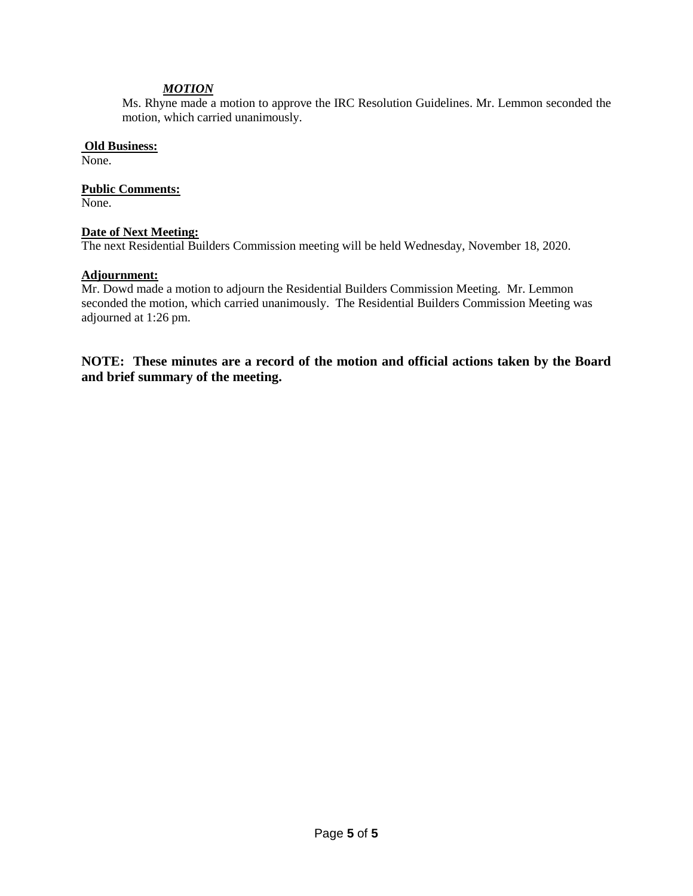***MOTION***

Ms. Rhyne made a motion to approve the IRC Resolution Guidelines. Mr. Lemmon seconded the motion, which carried unanimously.

**Old Business:**

None.

**Public Comments:**

None.

**Date of Next Meeting:**

The next Residential Builders Commission meeting will be held Wednesday, November 18, 2020.

**Adjournment:**

Mr. Dowd made a motion to adjourn the Residential Builders Commission Meeting. Mr. Lemmon seconded the motion, which carried unanimously. The Residential Builders Commission Meeting was adjourned at 1:26 pm.

**NOTE: These minutes are a record of the motion and official actions taken by the Board and brief summary of the meeting.**